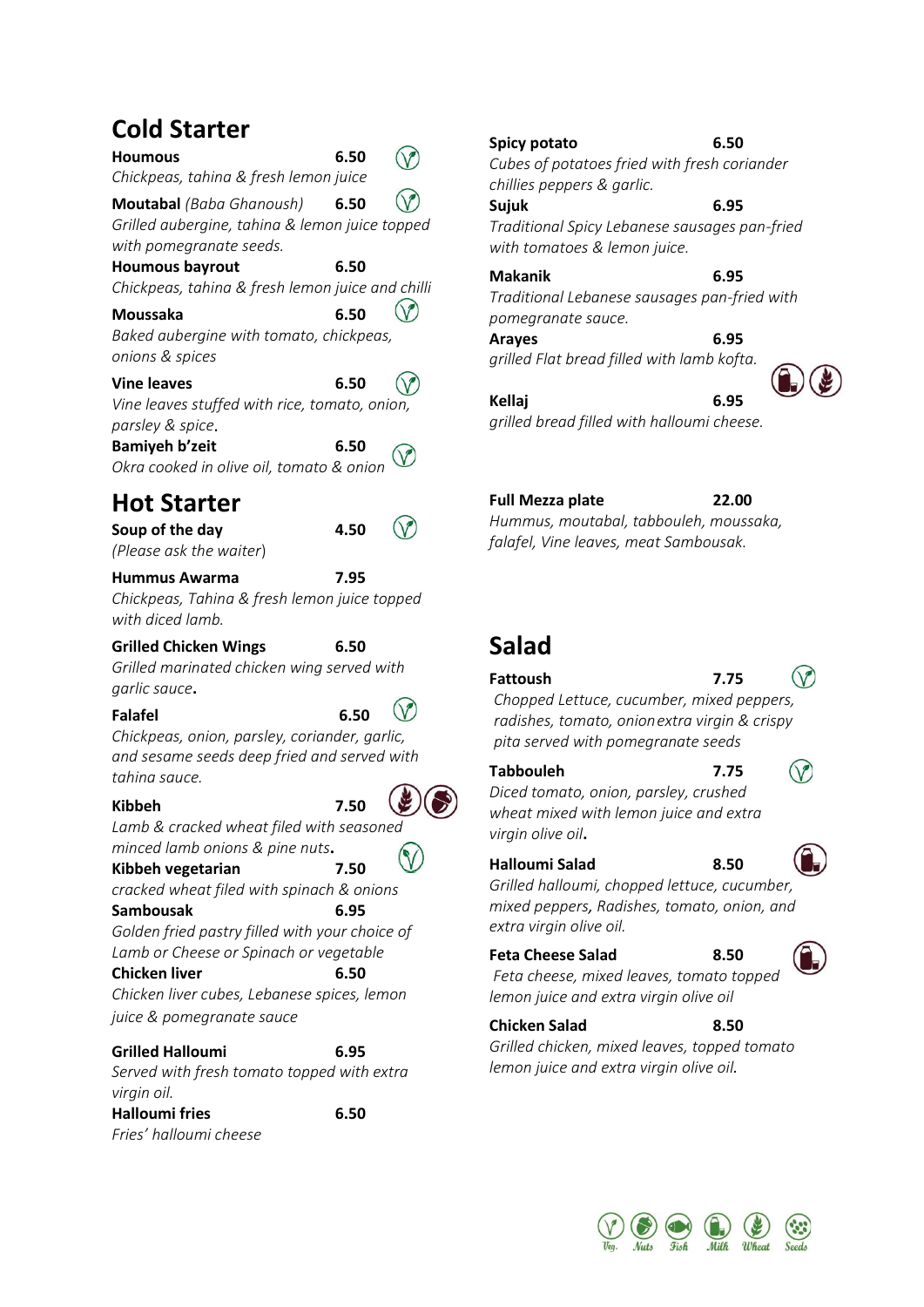## Cold Starter

**Houmous** 6.50
*Chickpeas, tahina & fresh lemon juice*

**Moutabal** *(Baba Ghanoush)* 6.50
*Grilled aubergine, tahina & lemon juice topped with pomegranate seeds.*

**Houmous bayrout** 6.50
*Chickpeas, tahina & fresh lemon juice and chilli*

**Moussaka** 6.50
*Baked aubergine with tomato, chickpeas, onions & spices*

**Vine leaves** 6.50
*Vine leaves stuffed with rice, tomato, onion, parsley & spice.*

**Bamiyeh b'zeit** 6.50
*Okra cooked in olive oil, tomato & onion*

## Hot Starter

**Soup of the day** 4.50
*(Please ask the waiter)*

**Hummus Awarma** 7.95
*Chickpeas, Tahina & fresh lemon juice topped with diced lamb.*

**Grilled Chicken Wings** 6.50
*Grilled marinated chicken wing served with garlic sauce.*

**Falafel** 6.50
*Chickpeas, onion, parsley, coriander, garlic, and sesame seeds deep fried and served with tahina sauce.*

**Kibbeh** 7.50
*Lamb & cracked wheat filed with seasoned minced lamb onions & pine nuts.*

**Kibbeh vegetarian** 7.50
*cracked wheat filed with spinach & onions*

**Sambousak** 6.95
*Golden fried pastry filled with your choice of Lamb or Cheese or Spinach or vegetable*

**Chicken liver** 6.50
*Chicken liver cubes, Lebanese spices, lemon juice & pomegranate sauce*

**Grilled Halloumi** 6.95
*Served with fresh tomato topped with extra virgin oil.*

**Halloumi fries** 6.50
*Fries' halloumi cheese*

**Spicy potato** 6.50
*Cubes of potatoes fried with fresh coriander chillies peppers & garlic.*

**Sujuk** 6.95
*Traditional Spicy Lebanese sausages pan-fried with tomatoes & lemon juice.*

**Makanik** 6.95
*Traditional Lebanese sausages pan-fried with pomegranate sauce.*

**Arayes** 6.95
*grilled Flat bread filled with lamb kofta.*

**Kellaj** 6.95
*grilled bread filled with halloumi cheese.*

**Full Mezza plate** 22.00
*Hummus, moutabal, tabbouleh, moussaka, falafel, Vine leaves, meat Sambousak.*

## Salad

**Fattoush** 7.75
*Chopped Lettuce, cucumber, mixed peppers, radishes, tomato, onion extra virgin & crispy pita served with pomegranate seeds*

**Tabbouleh** 7.75
*Diced tomato, onion, parsley, crushed wheat mixed with lemon juice and extra virgin olive oil.*

**Halloumi Salad** 8.50
*Grilled halloumi, chopped lettuce, cucumber, mixed peppers, Radishes, tomato, onion, and extra virgin olive oil.*

**Feta Cheese Salad** 8.50
*Feta cheese, mixed leaves, tomato topped lemon juice and extra virgin olive oil*

**Chicken Salad** 8.50
*Grilled chicken, mixed leaves, topped tomato lemon juice and extra virgin olive oil.*

Veg. Nuts Fish Milk Wheat Seeds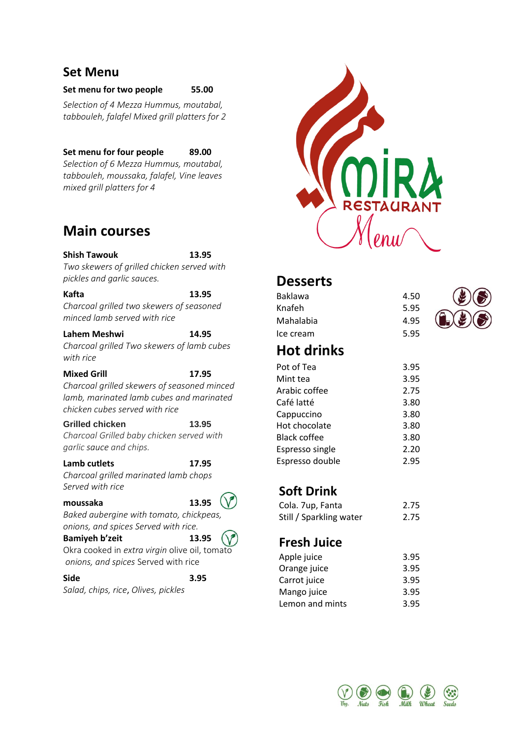## Set Menu

**Set menu for two people** **55.00**

*Selection of 4 Mezza Hummus, moutabal, tabbouleh, falafel Mixed grill platters for 2*

**Set menu for four people** **89.00**

*Selection of 6 Mezza Hummus, moutabal, tabbouleh, moussaka, falafel, Vine leaves mixed grill platters for 4*

## Main courses

**Shish Tawouk** **13.95**

*Two skewers of grilled chicken served with pickles and garlic sauces.*

**Kafta** **13.95**

*Charcoal grilled two skewers of seasoned minced lamb served with rice*

**Lahem Meshwi** **14.95**

*Charcoal grilled Two skewers of lamb cubes with rice*

**Mixed Grill** **17.95**

*Charcoal grilled skewers of seasoned minced lamb, marinated lamb cubes and marinated chicken cubes served with rice*

**Grilled chicken** **13.95**

*Charcoal Grilled baby chicken served with garlic sauce and chips.*

**Lamb cutlets** **17.95**

*Charcoal grilled marinated lamb chops Served with rice*

**moussaka** **13.95**

*Baked aubergine with tomato, chickpeas, onions, and spices Served with rice.*

**Bamiyeh b'zeit** **13.95**

Okra cooked in *extra virgin* olive oil, tomato *onions, and spices* Served with rice

**Side** **3.95**

*Salad, chips, rice*, *Olives, pickles*

MIRA RESTAURANT Menu

## Desserts

| | |
|---|---|
| Baklawa | 4.50 |
| Knafeh | 5.95 |
| Mahalabia | 4.95 |
| Ice cream | 5.95 |

## Hot drinks

| | |
|---|---|
| Pot of Tea | 3.95 |
| Mint tea | 3.95 |
| Arabic coffee | 2.75 |
| Café latté | 3.80 |
| Cappuccino | 3.80 |
| Hot chocolate | 3.80 |
| Black coffee | 3.80 |
| Espresso single | 2.20 |
| Espresso double | 2.95 |

## Soft Drink

| | |
|---|---|
| Cola. 7up, Fanta | 2.75 |
| Still / Sparkling water | 2.75 |

## Fresh Juice

| | |
|---|---|
| Apple juice | 3.95 |
| Orange juice | 3.95 |
| Carrot juice | 3.95 |
| Mango juice | 3.95 |
| Lemon and mints | 3.95 |

Veg. Nuts Fish Milk Wheat Seeds